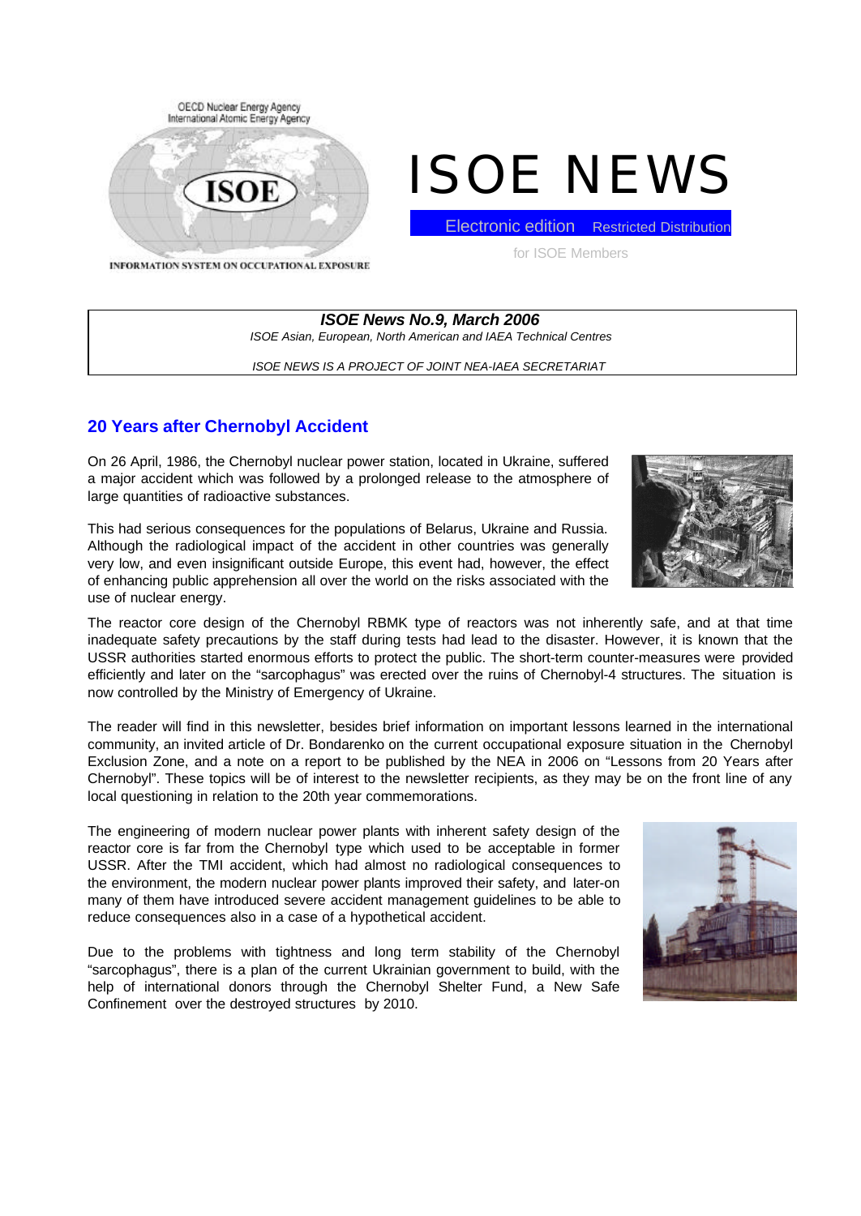OECD Nuclear Energy Agency
International Atomic Energy Agency

ISOE

INFORMATION SYSTEM ON OCCUPATIONAL EXPOSURE

# ISOE NEWS

Electronic edition  Restricted Distribution

for ISOE Members

***ISOE News No.9, March 2006***

*ISOE Asian, European, North American and IAEA Technical Centres*

*ISOE NEWS IS A PROJECT OF JOINT NEA-IAEA SECRETARIAT*

## 20 Years after Chernobyl Accident

On 26 April, 1986, the Chernobyl nuclear power station, located in Ukraine, suffered a major accident which was followed by a prolonged release to the atmosphere of large quantities of radioactive substances.

This had serious consequences for the populations of Belarus, Ukraine and Russia. Although the radiological impact of the accident in other countries was generally very low, and even insignificant outside Europe, this event had, however, the effect of enhancing public apprehension all over the world on the risks associated with the use of nuclear energy.

The reactor core design of the Chernobyl RBMK type of reactors was not inherently safe, and at that time inadequate safety precautions by the staff during tests had lead to the disaster. However, it is known that the USSR authorities started enormous efforts to protect the public. The short-term counter-measures were provided efficiently and later on the "sarcophagus" was erected over the ruins of Chernobyl-4 structures. The situation is now controlled by the Ministry of Emergency of Ukraine.

The reader will find in this newsletter, besides brief information on important lessons learned in the international community, an invited article of Dr. Bondarenko on the current occupational exposure situation in the Chernobyl Exclusion Zone, and a note on a report to be published by the NEA in 2006 on "Lessons from 20 Years after Chernobyl". These topics will be of interest to the newsletter recipients, as they may be on the front line of any local questioning in relation to the 20th year commemorations.

The engineering of modern nuclear power plants with inherent safety design of the reactor core is far from the Chernobyl type which used to be acceptable in former USSR. After the TMI accident, which had almost no radiological consequences to the environment, the modern nuclear power plants improved their safety, and later-on many of them have introduced severe accident management guidelines to be able to reduce consequences also in a case of a hypothetical accident.

Due to the problems with tightness and long term stability of the Chernobyl "sarcophagus", there is a plan of the current Ukrainian government to build, with the help of international donors through the Chernobyl Shelter Fund, a New Safe Confinement over the destroyed structures by 2010.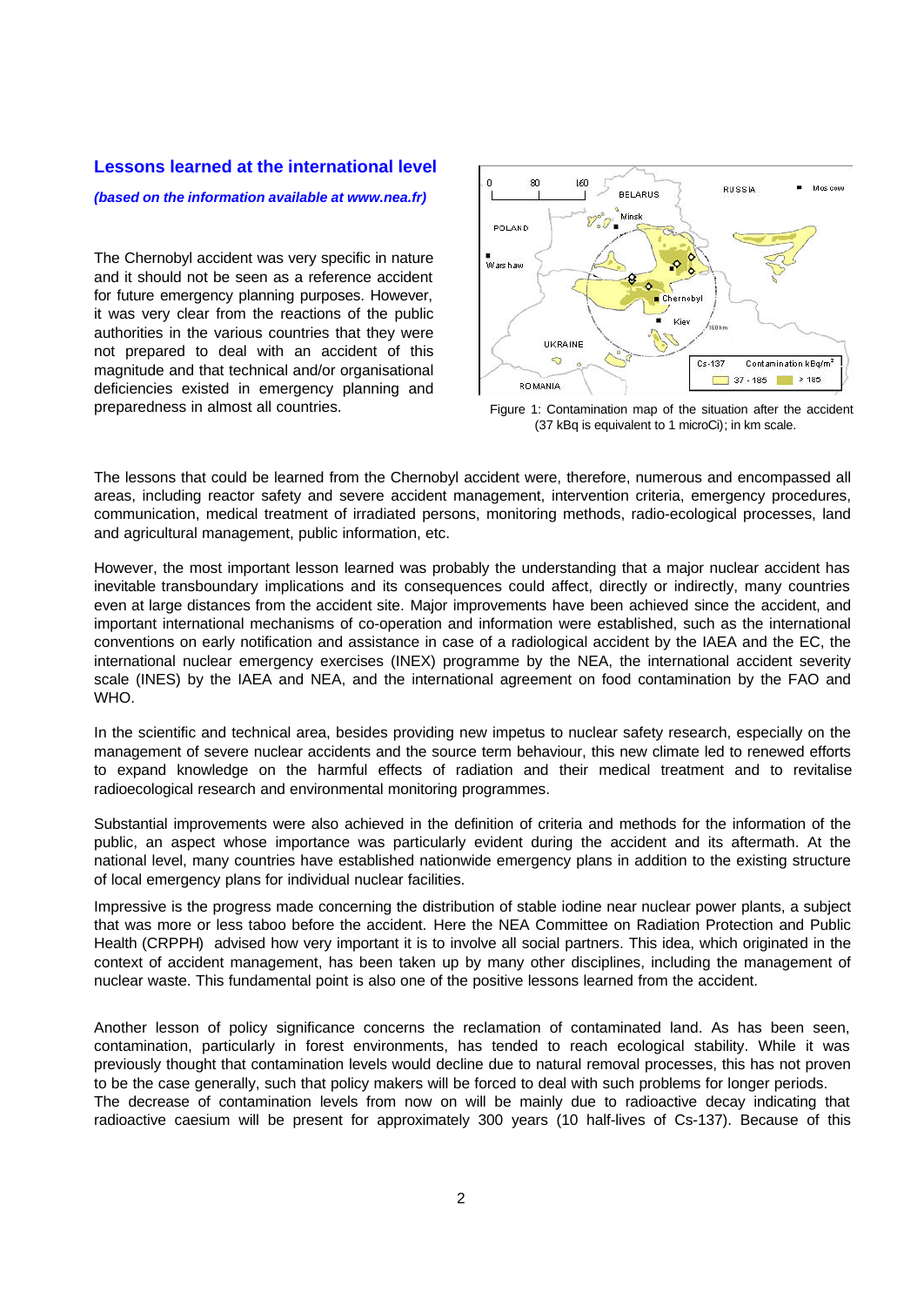## Lessons learned at the international level

***(based on the information available at www.nea.fr)***

The Chernobyl accident was very specific in nature and it should not be seen as a reference accident for future emergency planning purposes. However, it was very clear from the reactions of the public authorities in the various countries that they were not prepared to deal with an accident of this magnitude and that technical and/or organisational deficiencies existed in emergency planning and preparedness in almost all countries.

Figure 1: Contamination map of the situation after the accident (37 kBq is equivalent to 1 microCi); in km scale.

The lessons that could be learned from the Chernobyl accident were, therefore, numerous and encompassed all areas, including reactor safety and severe accident management, intervention criteria, emergency procedures, communication, medical treatment of irradiated persons, monitoring methods, radio-ecological processes, land and agricultural management, public information, etc.

However, the most important lesson learned was probably the understanding that a major nuclear accident has inevitable transboundary implications and its consequences could affect, directly or indirectly, many countries even at large distances from the accident site. Major improvements have been achieved since the accident, and important international mechanisms of co-operation and information were established, such as the international conventions on early notification and assistance in case of a radiological accident by the IAEA and the EC, the international nuclear emergency exercises (INEX) programme by the NEA, the international accident severity scale (INES) by the IAEA and NEA, and the international agreement on food contamination by the FAO and WHO.

In the scientific and technical area, besides providing new impetus to nuclear safety research, especially on the management of severe nuclear accidents and the source term behaviour, this new climate led to renewed efforts to expand knowledge on the harmful effects of radiation and their medical treatment and to revitalise radioecological research and environmental monitoring programmes.

Substantial improvements were also achieved in the definition of criteria and methods for the information of the public, an aspect whose importance was particularly evident during the accident and its aftermath. At the national level, many countries have established nationwide emergency plans in addition to the existing structure of local emergency plans for individual nuclear facilities.

Impressive is the progress made concerning the distribution of stable iodine near nuclear power plants, a subject that was more or less taboo before the accident. Here the NEA Committee on Radiation Protection and Public Health (CRPPH) advised how very important it is to involve all social partners. This idea, which originated in the context of accident management, has been taken up by many other disciplines, including the management of nuclear waste. This fundamental point is also one of the positive lessons learned from the accident.

Another lesson of policy significance concerns the reclamation of contaminated land. As has been seen, contamination, particularly in forest environments, has tended to reach ecological stability. While it was previously thought that contamination levels would decline due to natural removal processes, this has not proven to be the case generally, such that policy makers will be forced to deal with such problems for longer periods.
The decrease of contamination levels from now on will be mainly due to radioactive decay indicating that radioactive caesium will be present for approximately 300 years (10 half-lives of Cs-137). Because of this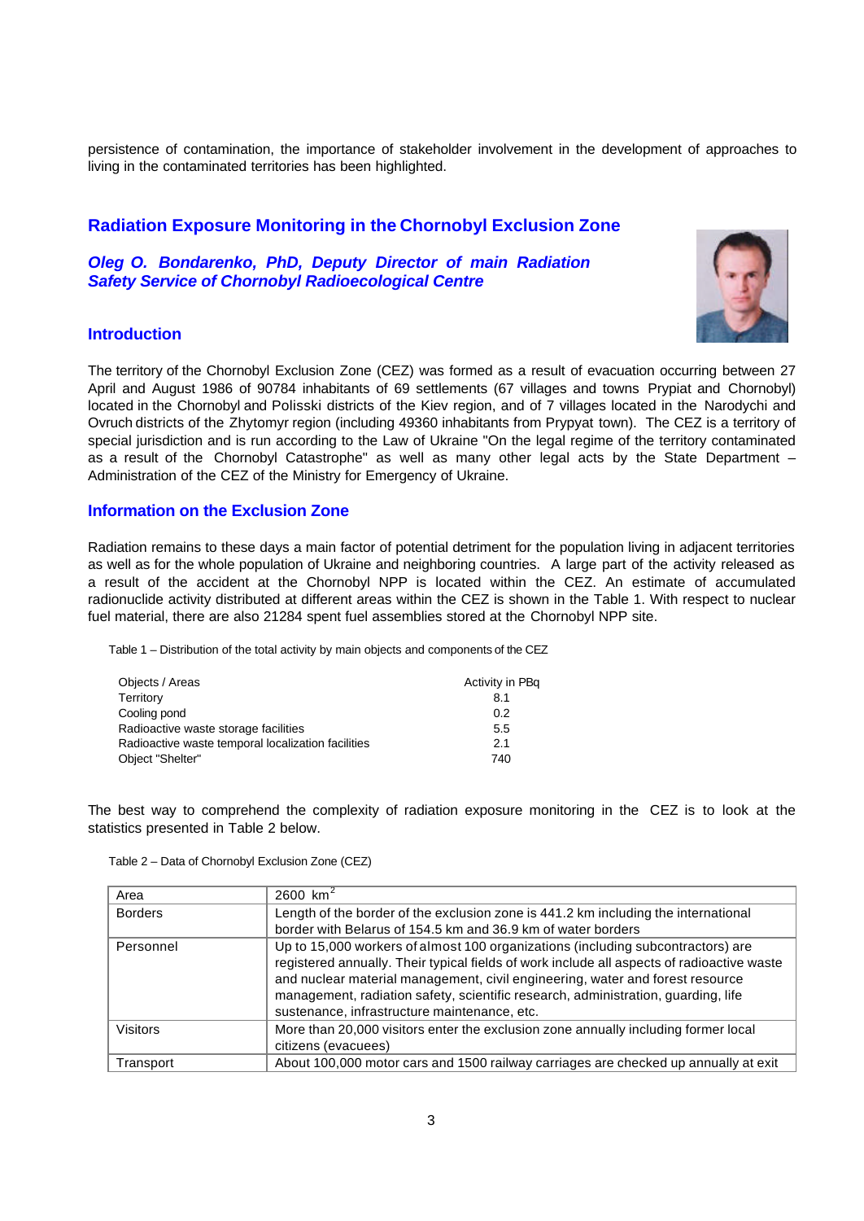persistence of contamination, the importance of stakeholder involvement in the development of approaches to living in the contaminated territories has been highlighted.

## Radiation Exposure Monitoring in the Chornobyl Exclusion Zone

***Oleg O. Bondarenko, PhD, Deputy Director of main Radiation Safety Service of Chornobyl Radioecological Centre***

### Introduction

The territory of the Chornobyl Exclusion Zone (CEZ) was formed as a result of evacuation occurring between 27 April and August 1986 of 90784 inhabitants of 69 settlements (67 villages and towns Prypiat and Chornobyl) located in the Chornobyl and Polisski districts of the Kiev region, and of 7 villages located in the Narodychi and Ovruch districts of the Zhytomyr region (including 49360 inhabitants from Prypyat town). The CEZ is a territory of special jurisdiction and is run according to the Law of Ukraine "On the legal regime of the territory contaminated as a result of the Chornobyl Catastrophe" as well as many other legal acts by the State Department – Administration of the CEZ of the Ministry for Emergency of Ukraine.

### Information on the Exclusion Zone

Radiation remains to these days a main factor of potential detriment for the population living in adjacent territories as well as for the whole population of Ukraine and neighboring countries. A large part of the activity released as a result of the accident at the Chornobyl NPP is located within the CEZ. An estimate of accumulated radionuclide activity distributed at different areas within the CEZ is shown in the Table 1. With respect to nuclear fuel material, there are also 21284 spent fuel assemblies stored at the Chornobyl NPP site.

Table 1 – Distribution of the total activity by main objects and components of the CEZ

| Objects / Areas | Activity in PBq |
|---|---|
| Territory | 8.1 |
| Cooling pond | 0.2 |
| Radioactive waste storage facilities | 5.5 |
| Radioactive waste temporal localization facilities | 2.1 |
| Object "Shelter" | 740 |

The best way to comprehend the complexity of radiation exposure monitoring in the CEZ is to look at the statistics presented in Table 2 below.

Table 2 – Data of Chornobyl Exclusion Zone (CEZ)

| | |
|---|---|
| Area | 2600 $km^2$ |
| Borders | Length of the border of the exclusion zone is 441.2 km including the international border with Belarus of 154.5 km and 36.9 km of water borders |
| Personnel | Up to 15,000 workers of almost 100 organizations (including subcontractors) are registered annually. Their typical fields of work include all aspects of radioactive waste and nuclear material management, civil engineering, water and forest resource management, radiation safety, scientific research, administration, guarding, life sustenance, infrastructure maintenance, etc. |
| Visitors | More than 20,000 visitors enter the exclusion zone annually including former local citizens (evacuees) |
| Transport | About 100,000 motor cars and 1500 railway carriages are checked up annually at exit |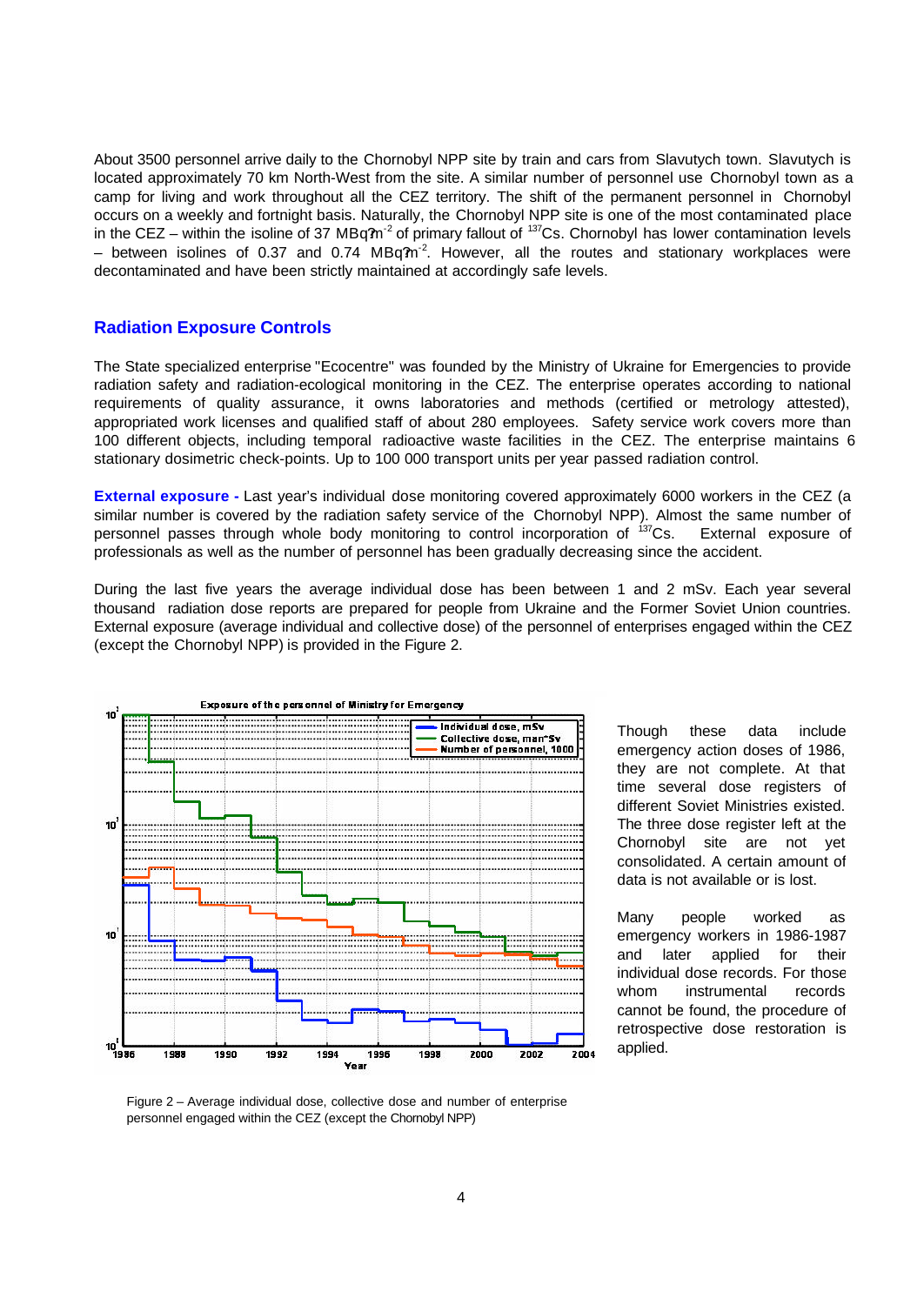About 3500 personnel arrive daily to the Chornobyl NPP site by train and cars from Slavutych town. Slavutych is located approximately 70 km North-West from the site. A similar number of personnel use Chornobyl town as a camp for living and work throughout all the CEZ territory. The shift of the permanent personnel in Chornobyl occurs on a weekly and fortnight basis. Naturally, the Chornobyl NPP site is one of the most contaminated place in the CEZ – within the isoline of 37 MBq?m$^{-2}$ of primary fallout of $^{137}$Cs. Chornobyl has lower contamination levels – between isolines of 0.37 and 0.74 MBq?m$^{-2}$. However, all the routes and stationary workplaces were decontaminated and have been strictly maintained at accordingly safe levels.

## Radiation Exposure Controls

The State specialized enterprise "Ecocentre" was founded by the Ministry of Ukraine for Emergencies to provide radiation safety and radiation-ecological monitoring in the CEZ. The enterprise operates according to national requirements of quality assurance, it owns laboratories and methods (certified or metrology attested), appropriated work licenses and qualified staff of about 280 employees. Safety service work covers more than 100 different objects, including temporal radioactive waste facilities in the CEZ. The enterprise maintains 6 stationary dosimetric check-points. Up to 100 000 transport units per year passed radiation control.

**External exposure -** Last year's individual dose monitoring covered approximately 6000 workers in the CEZ (a similar number is covered by the radiation safety service of the Chornobyl NPP). Almost the same number of personnel passes through whole body monitoring to control incorporation of $^{137}$Cs. External exposure of professionals as well as the number of personnel has been gradually decreasing since the accident.

During the last five years the average individual dose has been between 1 and 2 mSv. Each year several thousand radiation dose reports are prepared for people from Ukraine and the Former Soviet Union countries. External exposure (average individual and collective dose) of the personnel of enterprises engaged within the CEZ (except the Chornobyl NPP) is provided in the Figure 2.

Figure 2 – Average individual dose, collective dose and number of enterprise personnel engaged within the CEZ (except the Chornobyl NPP)

Though these data include emergency action doses of 1986, they are not complete. At that time several dose registers of different Soviet Ministries existed. The three dose register left at the Chornobyl site are not yet consolidated. A certain amount of data is not available or is lost.

Many people worked as emergency workers in 1986-1987 and later applied for their individual dose records. For those whom instrumental records cannot be found, the procedure of retrospective dose restoration is applied.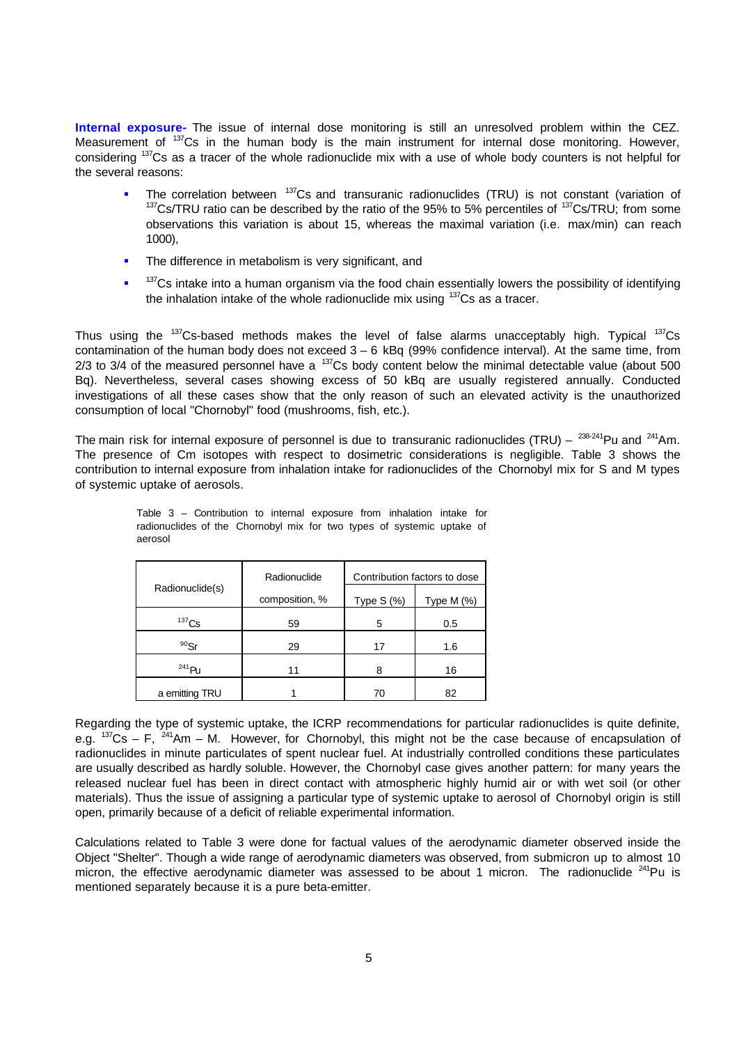**Internal exposure-** The issue of internal dose monitoring is still an unresolved problem within the CEZ. Measurement of $^{137}$Cs in the human body is the main instrument for internal dose monitoring. However, considering $^{137}$Cs as a tracer of the whole radionuclide mix with a use of whole body counters is not helpful for the several reasons:

- The correlation between $^{137}$Cs and transuranic radionuclides (TRU) is not constant (variation of $^{137}$Cs/TRU ratio can be described by the ratio of the 95% to 5% percentiles of $^{137}$Cs/TRU; from some observations this variation is about 15, whereas the maximal variation (i.e. max/min) can reach 1000),
- The difference in metabolism is very significant, and
- $^{137}$Cs intake into a human organism via the food chain essentially lowers the possibility of identifying the inhalation intake of the whole radionuclide mix using $^{137}$Cs as a tracer.

Thus using the $^{137}$Cs-based methods makes the level of false alarms unacceptably high. Typical $^{137}$Cs contamination of the human body does not exceed 3 – 6 kBq (99% confidence interval). At the same time, from 2/3 to 3/4 of the measured personnel have a $^{137}$Cs body content below the minimal detectable value (about 500 Bq). Nevertheless, several cases showing excess of 50 kBq are usually registered annually. Conducted investigations of all these cases show that the only reason of such an elevated activity is the unauthorized consumption of local "Chornobyl" food (mushrooms, fish, etc.).

The main risk for internal exposure of personnel is due to transuranic radionuclides (TRU) – $^{238\text{-}241}$Pu and $^{241}$Am. The presence of Cm isotopes with respect to dosimetric considerations is negligible. Table 3 shows the contribution to internal exposure from inhalation intake for radionuclides of the Chornobyl mix for S and M types of systemic uptake of aerosols.

Table 3 – Contribution to internal exposure from inhalation intake for radionuclides of the Chornobyl mix for two types of systemic uptake of aerosol

| Radionuclide(s) | Radionuclide composition, % | Contribution factors to dose | |
|---|---|---|---|
| | | Type S (%) | Type M (%) |
| $^{137}$Cs | 59 | 5 | 0.5 |
| $^{90}$Sr | 29 | 17 | 1.6 |
| $^{241}$Pu | 11 | 8 | 16 |
| a emitting TRU | 1 | 70 | 82 |

Regarding the type of systemic uptake, the ICRP recommendations for particular radionuclides is quite definite, e.g. $^{137}$Cs – F, $^{241}$Am – M. However, for Chornobyl, this might not be the case because of encapsulation of radionuclides in minute particulates of spent nuclear fuel. At industrially controlled conditions these particulates are usually described as hardly soluble. However, the Chornobyl case gives another pattern: for many years the released nuclear fuel has been in direct contact with atmospheric highly humid air or with wet soil (or other materials). Thus the issue of assigning a particular type of systemic uptake to aerosol of Chornobyl origin is still open, primarily because of a deficit of reliable experimental information.

Calculations related to Table 3 were done for factual values of the aerodynamic diameter observed inside the Object "Shelter". Though a wide range of aerodynamic diameters was observed, from submicron up to almost 10 micron, the effective aerodynamic diameter was assessed to be about 1 micron. The radionuclide $^{241}$Pu is mentioned separately because it is a pure beta-emitter.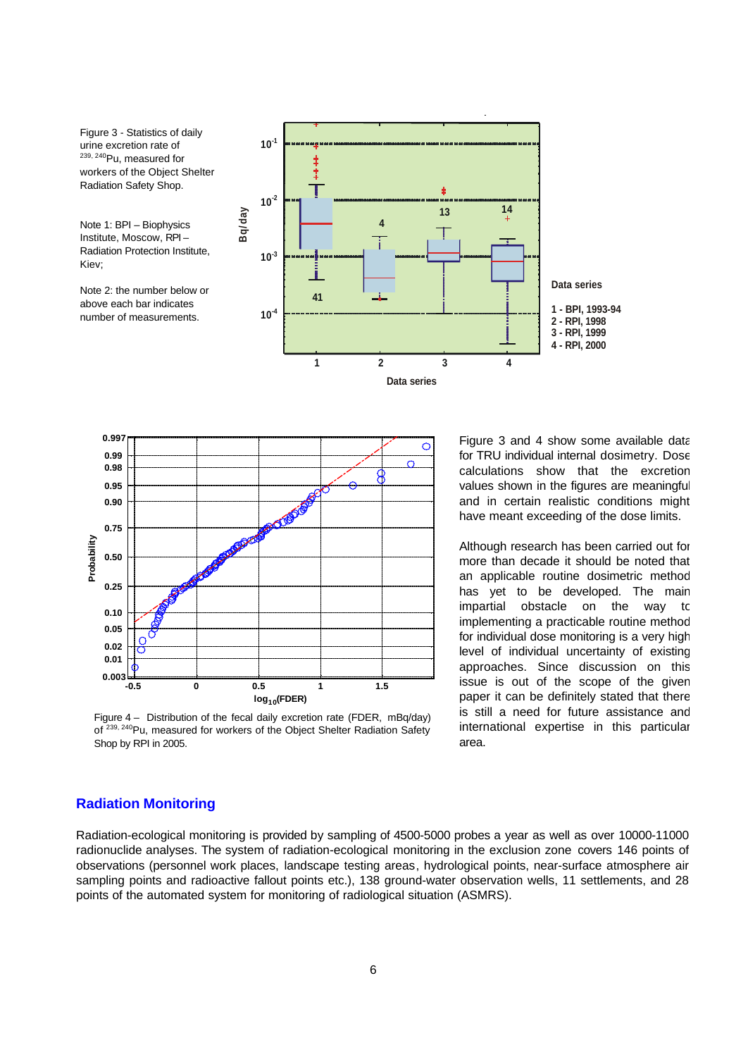Figure 3 - Statistics of daily urine excretion rate of $^{239,240}Pu$, measured for workers of the Object Shelter Radiation Safety Shop.

Note 1: BPI – Biophysics Institute, Moscow, RPI – Radiation Protection Institute, Kiev;

Note 2: the number below or above each bar indicates number of measurements.

Figure 4 – Distribution of the fecal daily excretion rate (FDER, mBq/day) of $^{239,240}Pu$, measured for workers of the Object Shelter Radiation Safety Shop by RPI in 2005.

Figure 3 and 4 show some available data for TRU individual internal dosimetry. Dose calculations show that the excretion values shown in the figures are meaningful and in certain realistic conditions might have meant exceeding of the dose limits.

Although research has been carried out for more than decade it should be noted that an applicable routine dosimetric method has yet to be developed. The main impartial obstacle on the way to implementing a practicable routine method for individual dose monitoring is a very high level of individual uncertainty of existing approaches. Since discussion on this issue is out of the scope of the given paper it can be definitely stated that there is still a need for future assistance and international expertise in this particular area.

## Radiation Monitoring

Radiation-ecological monitoring is provided by sampling of 4500-5000 probes a year as well as over 10000-11000 radionuclide analyses. The system of radiation-ecological monitoring in the exclusion zone covers 146 points of observations (personnel work places, landscape testing areas, hydrological points, near-surface atmosphere air sampling points and radioactive fallout points etc.), 138 ground-water observation wells, 11 settlements, and 28 points of the automated system for monitoring of radiological situation (ASMRS).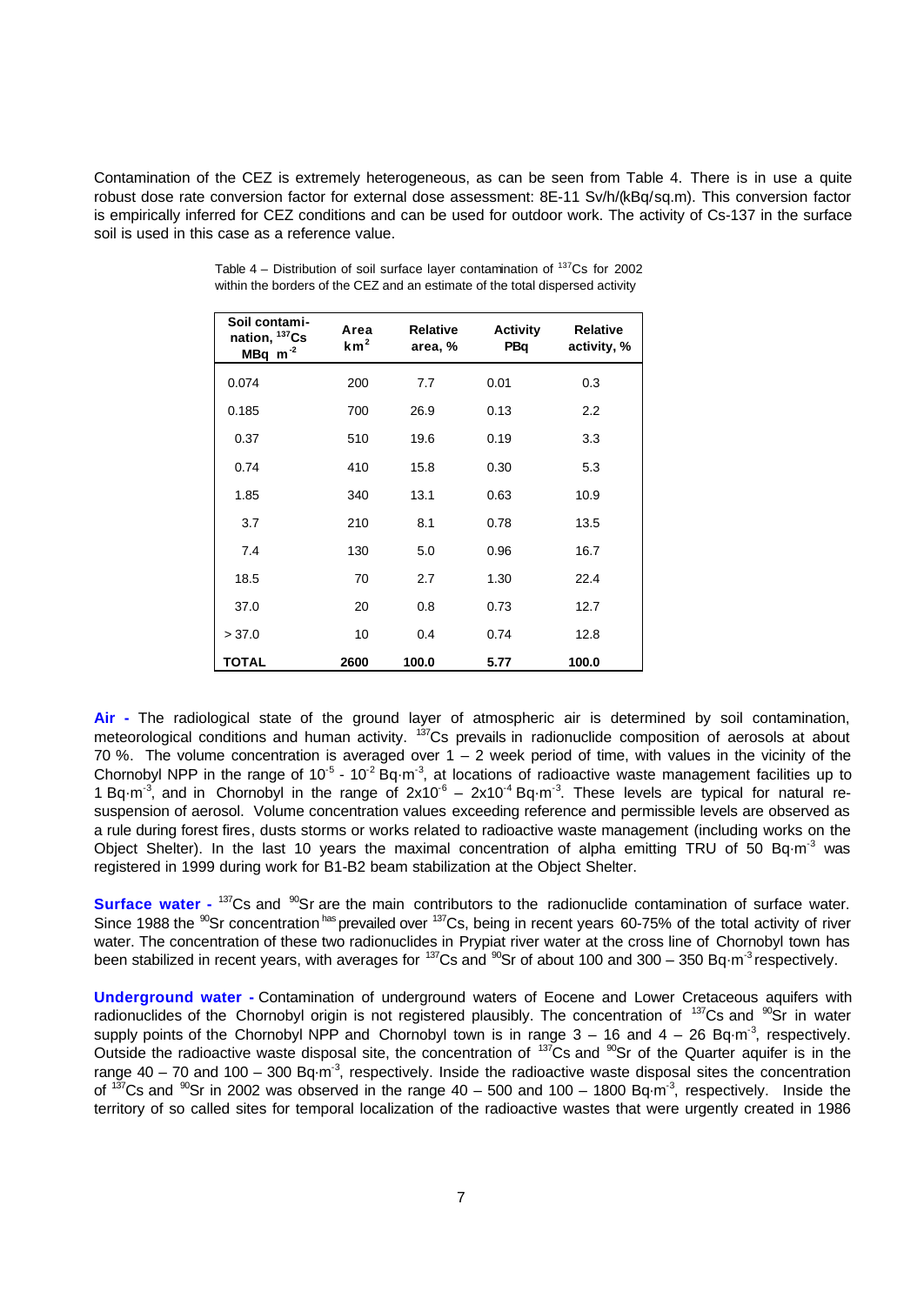Contamination of the CEZ is extremely heterogeneous, as can be seen from Table 4. There is in use a quite robust dose rate conversion factor for external dose assessment: 8E-11 Sv/h/(kBq/sq.m). This conversion factor is empirically inferred for CEZ conditions and can be used for outdoor work. The activity of Cs-137 in the surface soil is used in this case as a reference value.

Table 4 – Distribution of soil surface layer contamination of $^{137}Cs$ for 2002 within the borders of the CEZ and an estimate of the total dispersed activity

| Soil contamination, $^{137}Cs$ MBq $m^{-2}$ | Area $km^2$ | Relative area, % | Activity PBq | Relative activity, % |
|---|---|---|---|---|
| 0.074 | 200 | 7.7 | 0.01 | 0.3 |
| 0.185 | 700 | 26.9 | 0.13 | 2.2 |
| 0.37 | 510 | 19.6 | 0.19 | 3.3 |
| 0.74 | 410 | 15.8 | 0.30 | 5.3 |
| 1.85 | 340 | 13.1 | 0.63 | 10.9 |
| 3.7 | 210 | 8.1 | 0.78 | 13.5 |
| 7.4 | 130 | 5.0 | 0.96 | 16.7 |
| 18.5 | 70 | 2.7 | 1.30 | 22.4 |
| 37.0 | 20 | 0.8 | 0.73 | 12.7 |
| > 37.0 | 10 | 0.4 | 0.74 | 12.8 |
| **TOTAL** | **2600** | **100.0** | **5.77** | **100.0** |

**Air -** The radiological state of the ground layer of atmospheric air is determined by soil contamination, meteorological conditions and human activity. $^{137}Cs$ prevails in radionuclide composition of aerosols at about 70 %. The volume concentration is averaged over 1 – 2 week period of time, with values in the vicinity of the Chornobyl NPP in the range of $10^{-5}$ - $10^{-2}$ Bq·m$^{-3}$, at locations of radioactive waste management facilities up to 1 Bq·m$^{-3}$, and in Chornobyl in the range of $2x10^{-6}$ – $2x10^{-4}$ Bq·m$^{-3}$. These levels are typical for natural re-suspension of aerosol. Volume concentration values exceeding reference and permissible levels are observed as a rule during forest fires, dusts storms or works related to radioactive waste management (including works on the Object Shelter). In the last 10 years the maximal concentration of alpha emitting TRU of 50 Bq·m$^{-3}$ was registered in 1999 during work for B1-B2 beam stabilization at the Object Shelter.

**Surface water -** $^{137}Cs$ and $^{90}Sr$ are the main contributors to the radionuclide contamination of surface water. Since 1988 the $^{90}Sr$ concentration has prevailed over $^{137}Cs$, being in recent years 60-75% of the total activity of river water. The concentration of these two radionuclides in Prypiat river water at the cross line of Chornobyl town has been stabilized in recent years, with averages for $^{137}Cs$ and $^{90}Sr$ of about 100 and 300 – 350 Bq·m$^{-3}$ respectively.

**Underground water -** Contamination of underground waters of Eocene and Lower Cretaceous aquifers with radionuclides of the Chornobyl origin is not registered plausibly. The concentration of $^{137}Cs$ and $^{90}Sr$ in water supply points of the Chornobyl NPP and Chornobyl town is in range 3 – 16 and 4 – 26 Bq·m$^{-3}$, respectively. Outside the radioactive waste disposal site, the concentration of $^{137}Cs$ and $^{90}Sr$ of the Quarter aquifer is in the range 40 – 70 and 100 – 300 Bq·m$^{-3}$, respectively. Inside the radioactive waste disposal sites the concentration of $^{137}Cs$ and $^{90}Sr$ in 2002 was observed in the range 40 – 500 and 100 – 1800 Bq·m$^{-3}$, respectively. Inside the territory of so called sites for temporal localization of the radioactive wastes that were urgently created in 1986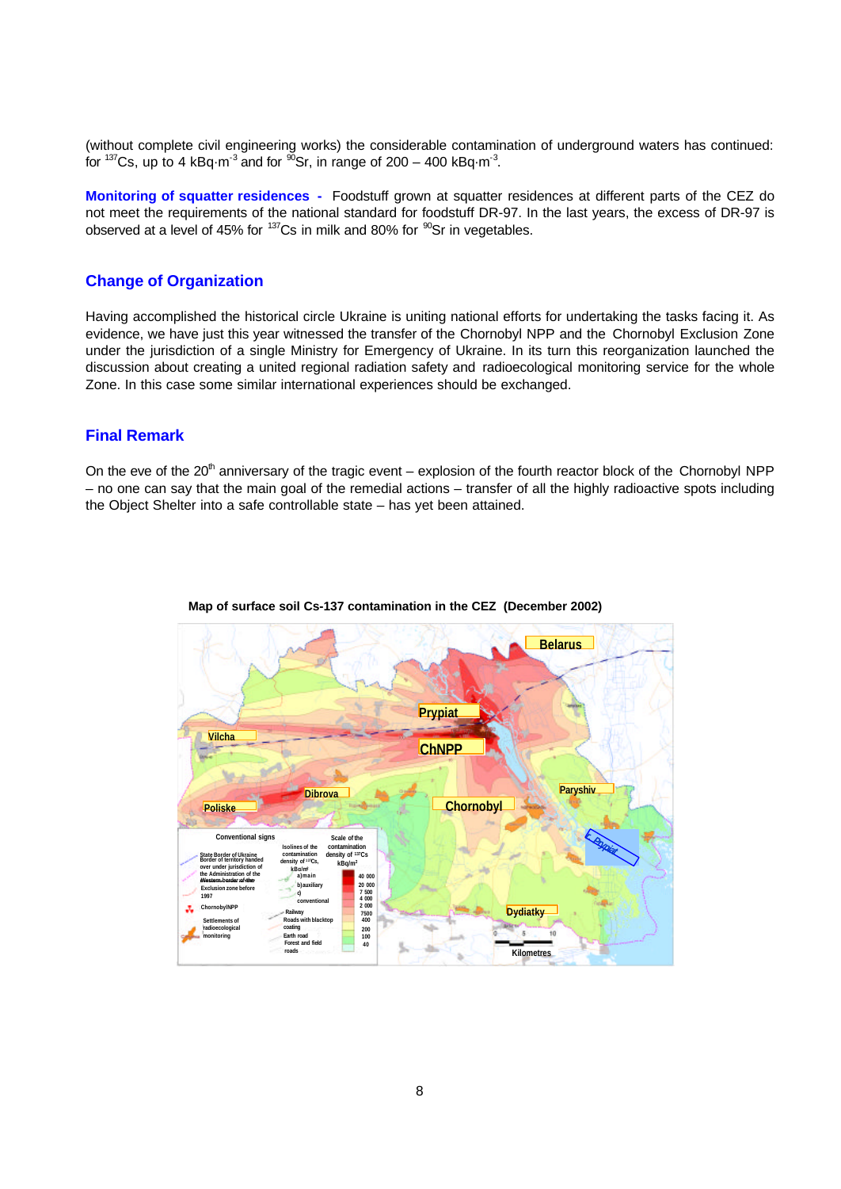(without complete civil engineering works) the considerable contamination of underground waters has continued: for $^{137}Cs$, up to 4 kBq·m$^{-3}$ and for $^{90}Sr$, in range of 200 – 400 kBq·m$^{-3}$.

**Monitoring of squatter residences -** Foodstuff grown at squatter residences at different parts of the CEZ do not meet the requirements of the national standard for foodstuff DR-97. In the last years, the excess of DR-97 is observed at a level of 45% for $^{137}Cs$ in milk and 80% for $^{90}Sr$ in vegetables.

## Change of Organization

Having accomplished the historical circle Ukraine is uniting national efforts for undertaking the tasks facing it. As evidence, we have just this year witnessed the transfer of the Chornobyl NPP and the Chornobyl Exclusion Zone under the jurisdiction of a single Ministry for Emergency of Ukraine. In its turn this reorganization launched the discussion about creating a united regional radiation safety and radioecological monitoring service for the whole Zone. In this case some similar international experiences should be exchanged.

## Final Remark

On the eve of the 20th anniversary of the tragic event – explosion of the fourth reactor block of the Chornobyl NPP – no one can say that the main goal of the remedial actions – transfer of all the highly radioactive spots including the Object Shelter into a safe controllable state – has yet been attained.

**Map of surface soil Cs-137 contamination in the CEZ (December 2002)**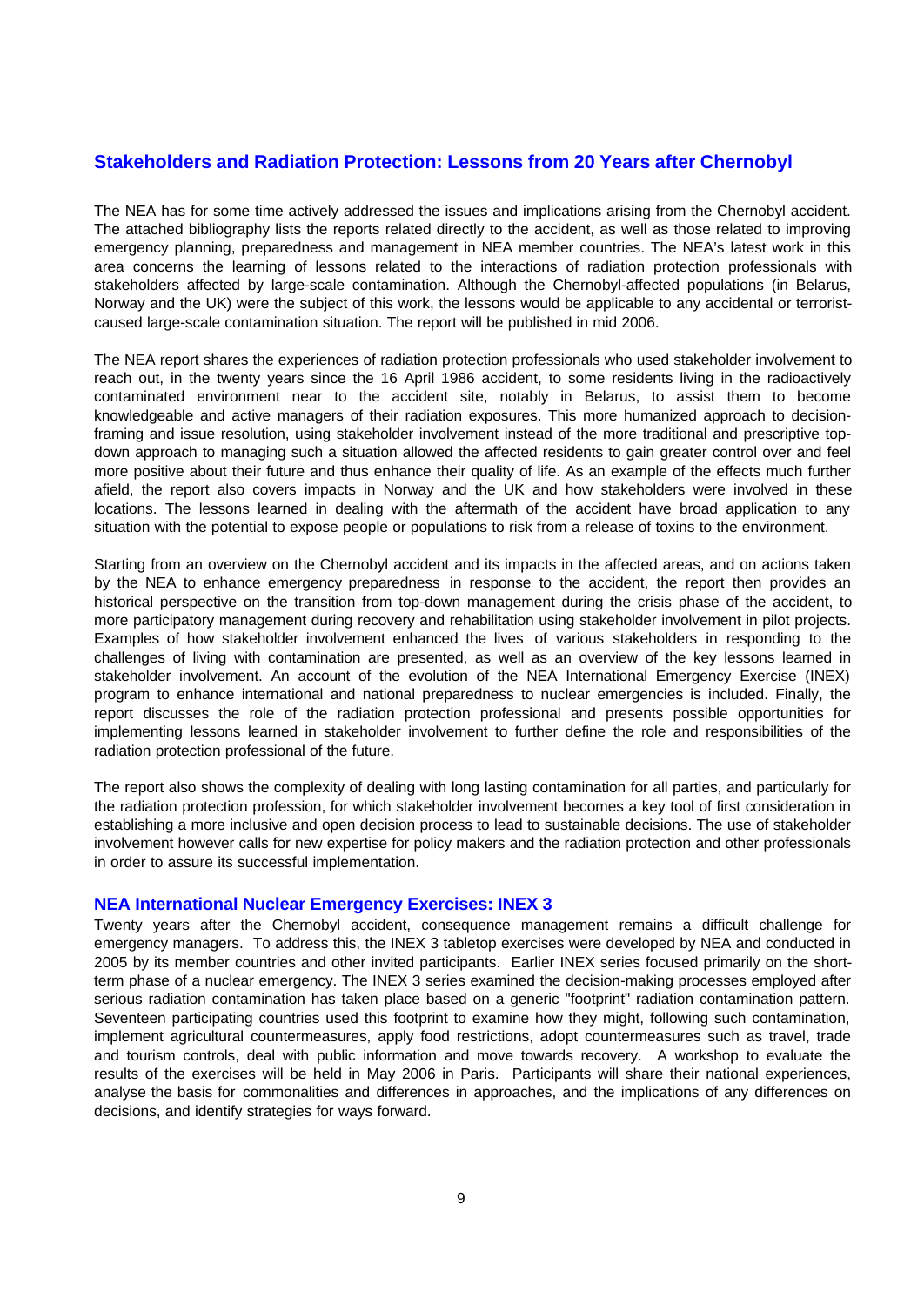## Stakeholders and Radiation Protection: Lessons from 20 Years after Chernobyl

The NEA has for some time actively addressed the issues and implications arising from the Chernobyl accident. The attached bibliography lists the reports related directly to the accident, as well as those related to improving emergency planning, preparedness and management in NEA member countries. The NEA's latest work in this area concerns the learning of lessons related to the interactions of radiation protection professionals with stakeholders affected by large-scale contamination. Although the Chernobyl-affected populations (in Belarus, Norway and the UK) were the subject of this work, the lessons would be applicable to any accidental or terrorist-caused large-scale contamination situation. The report will be published in mid 2006.

The NEA report shares the experiences of radiation protection professionals who used stakeholder involvement to reach out, in the twenty years since the 16 April 1986 accident, to some residents living in the radioactively contaminated environment near to the accident site, notably in Belarus, to assist them to become knowledgeable and active managers of their radiation exposures. This more humanized approach to decision-framing and issue resolution, using stakeholder involvement instead of the more traditional and prescriptive top-down approach to managing such a situation allowed the affected residents to gain greater control over and feel more positive about their future and thus enhance their quality of life. As an example of the effects much further afield, the report also covers impacts in Norway and the UK and how stakeholders were involved in these locations. The lessons learned in dealing with the aftermath of the accident have broad application to any situation with the potential to expose people or populations to risk from a release of toxins to the environment.

Starting from an overview on the Chernobyl accident and its impacts in the affected areas, and on actions taken by the NEA to enhance emergency preparedness in response to the accident, the report then provides an historical perspective on the transition from top-down management during the crisis phase of the accident, to more participatory management during recovery and rehabilitation using stakeholder involvement in pilot projects. Examples of how stakeholder involvement enhanced the lives of various stakeholders in responding to the challenges of living with contamination are presented, as well as an overview of the key lessons learned in stakeholder involvement. An account of the evolution of the NEA International Emergency Exercise (INEX) program to enhance international and national preparedness to nuclear emergencies is included. Finally, the report discusses the role of the radiation protection professional and presents possible opportunities for implementing lessons learned in stakeholder involvement to further define the role and responsibilities of the radiation protection professional of the future.

The report also shows the complexity of dealing with long lasting contamination for all parties, and particularly for the radiation protection profession, for which stakeholder involvement becomes a key tool of first consideration in establishing a more inclusive and open decision process to lead to sustainable decisions. The use of stakeholder involvement however calls for new expertise for policy makers and the radiation protection and other professionals in order to assure its successful implementation.

### NEA International Nuclear Emergency Exercises: INEX 3

Twenty years after the Chernobyl accident, consequence management remains a difficult challenge for emergency managers. To address this, the INEX 3 tabletop exercises were developed by NEA and conducted in 2005 by its member countries and other invited participants. Earlier INEX series focused primarily on the short-term phase of a nuclear emergency. The INEX 3 series examined the decision-making processes employed after serious radiation contamination has taken place based on a generic "footprint" radiation contamination pattern. Seventeen participating countries used this footprint to examine how they might, following such contamination, implement agricultural countermeasures, apply food restrictions, adopt countermeasures such as travel, trade and tourism controls, deal with public information and move towards recovery. A workshop to evaluate the results of the exercises will be held in May 2006 in Paris. Participants will share their national experiences, analyse the basis for commonalities and differences in approaches, and the implications of any differences on decisions, and identify strategies for ways forward.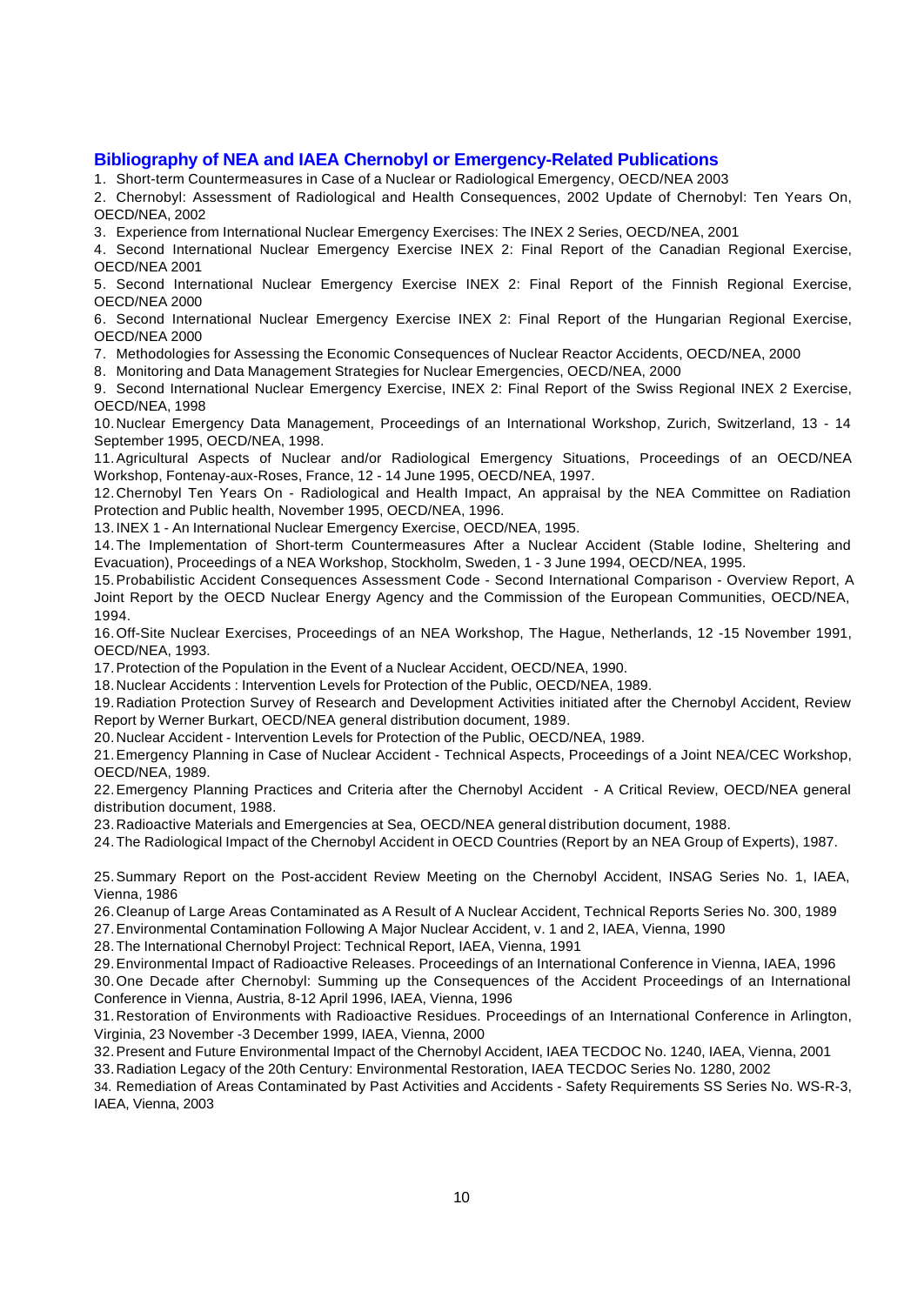## Bibliography of NEA and IAEA Chernobyl or Emergency-Related Publications

1. Short-term Countermeasures in Case of a Nuclear or Radiological Emergency, OECD/NEA 2003
2. Chernobyl: Assessment of Radiological and Health Consequences, 2002 Update of Chernobyl: Ten Years On, OECD/NEA, 2002
3. Experience from International Nuclear Emergency Exercises: The INEX 2 Series, OECD/NEA, 2001
4. Second International Nuclear Emergency Exercise INEX 2: Final Report of the Canadian Regional Exercise, OECD/NEA 2001
5. Second International Nuclear Emergency Exercise INEX 2: Final Report of the Finnish Regional Exercise, OECD/NEA 2000
6. Second International Nuclear Emergency Exercise INEX 2: Final Report of the Hungarian Regional Exercise, OECD/NEA 2000
7. Methodologies for Assessing the Economic Consequences of Nuclear Reactor Accidents, OECD/NEA, 2000
8. Monitoring and Data Management Strategies for Nuclear Emergencies, OECD/NEA, 2000
9. Second International Nuclear Emergency Exercise, INEX 2: Final Report of the Swiss Regional INEX 2 Exercise, OECD/NEA, 1998
10. Nuclear Emergency Data Management, Proceedings of an International Workshop, Zurich, Switzerland, 13 - 14 September 1995, OECD/NEA, 1998.
11. Agricultural Aspects of Nuclear and/or Radiological Emergency Situations, Proceedings of an OECD/NEA Workshop, Fontenay-aux-Roses, France, 12 - 14 June 1995, OECD/NEA, 1997.
12. Chernobyl Ten Years On - Radiological and Health Impact, An appraisal by the NEA Committee on Radiation Protection and Public health, November 1995, OECD/NEA, 1996.
13. INEX 1 - An International Nuclear Emergency Exercise, OECD/NEA, 1995.
14. The Implementation of Short-term Countermeasures After a Nuclear Accident (Stable Iodine, Sheltering and Evacuation), Proceedings of a NEA Workshop, Stockholm, Sweden, 1 - 3 June 1994, OECD/NEA, 1995.
15. Probabilistic Accident Consequences Assessment Code - Second International Comparison - Overview Report, A Joint Report by the OECD Nuclear Energy Agency and the Commission of the European Communities, OECD/NEA, 1994.
16. Off-Site Nuclear Exercises, Proceedings of an NEA Workshop, The Hague, Netherlands, 12 -15 November 1991, OECD/NEA, 1993.
17. Protection of the Population in the Event of a Nuclear Accident, OECD/NEA, 1990.
18. Nuclear Accidents : Intervention Levels for Protection of the Public, OECD/NEA, 1989.
19. Radiation Protection Survey of Research and Development Activities initiated after the Chernobyl Accident, Review Report by Werner Burkart, OECD/NEA general distribution document, 1989.
20. Nuclear Accident - Intervention Levels for Protection of the Public, OECD/NEA, 1989.
21. Emergency Planning in Case of Nuclear Accident - Technical Aspects, Proceedings of a Joint NEA/CEC Workshop, OECD/NEA, 1989.
22. Emergency Planning Practices and Criteria after the Chernobyl Accident - A Critical Review, OECD/NEA general distribution document, 1988.
23. Radioactive Materials and Emergencies at Sea, OECD/NEA general distribution document, 1988.
24. The Radiological Impact of the Chernobyl Accident in OECD Countries (Report by an NEA Group of Experts), 1987.
25. Summary Report on the Post-accident Review Meeting on the Chernobyl Accident, INSAG Series No. 1, IAEA, Vienna, 1986
26. Cleanup of Large Areas Contaminated as A Result of A Nuclear Accident, Technical Reports Series No. 300, 1989
27. Environmental Contamination Following A Major Nuclear Accident, v. 1 and 2, IAEA, Vienna, 1990
28. The International Chernobyl Project: Technical Report, IAEA, Vienna, 1991
29. Environmental Impact of Radioactive Releases. Proceedings of an International Conference in Vienna, IAEA, 1996
30. One Decade after Chernobyl: Summing up the Consequences of the Accident Proceedings of an International Conference in Vienna, Austria, 8-12 April 1996, IAEA, Vienna, 1996
31. Restoration of Environments with Radioactive Residues. Proceedings of an International Conference in Arlington, Virginia, 23 November -3 December 1999, IAEA, Vienna, 2000
32. Present and Future Environmental Impact of the Chernobyl Accident, IAEA TECDOC No. 1240, IAEA, Vienna, 2001
33. Radiation Legacy of the 20th Century: Environmental Restoration, IAEA TECDOC Series No. 1280, 2002
34. Remediation of Areas Contaminated by Past Activities and Accidents - Safety Requirements SS Series No. WS-R-3, IAEA, Vienna, 2003